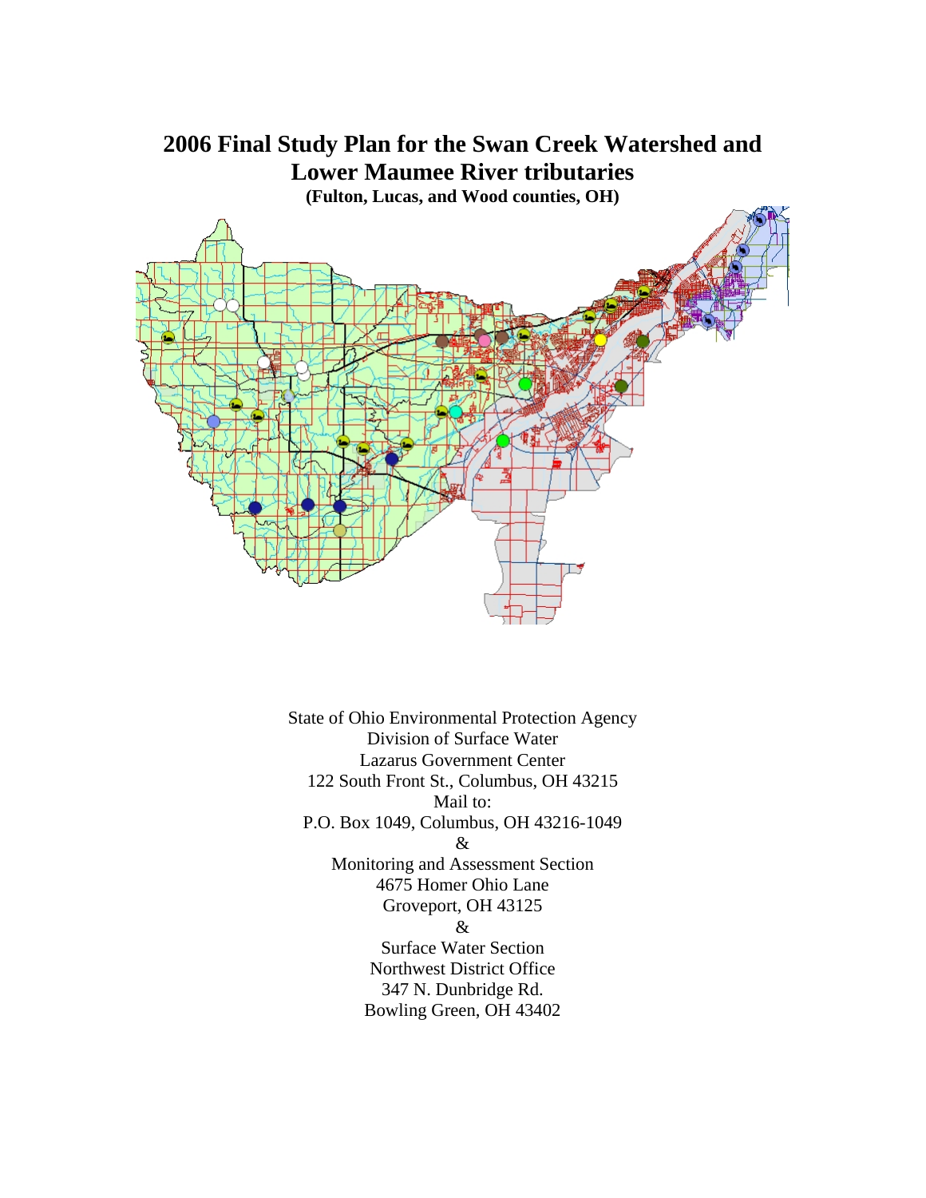# 2006 Final Study Plan for the Swan Creek Watershed and Lower Maumee River tributaries

**(Fulton, Lucas, and Wood counties, OH)**

State of Ohio Environmental Protection Agency
Division of Surface Water
Lazarus Government Center
122 South Front St., Columbus, OH 43215
Mail to:
P.O. Box 1049, Columbus, OH 43216-1049
&
Monitoring and Assessment Section
4675 Homer Ohio Lane
Groveport, OH 43125
&
Surface Water Section
Northwest District Office
347 N. Dunbridge Rd.
Bowling Green, OH 43402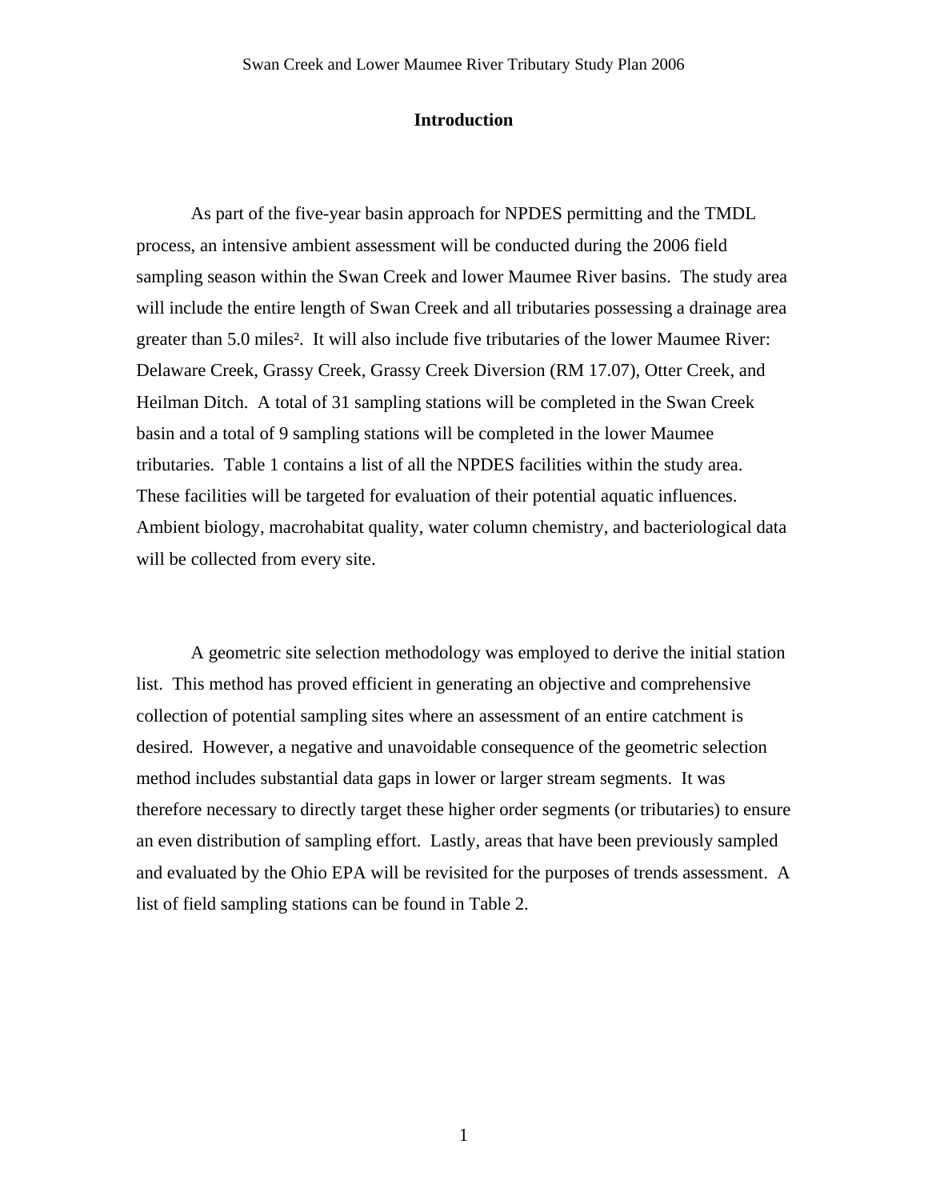# Introduction

As part of the five-year basin approach for NPDES permitting and the TMDL process, an intensive ambient assessment will be conducted during the 2006 field sampling season within the Swan Creek and lower Maumee River basins. The study area will include the entire length of Swan Creek and all tributaries possessing a drainage area greater than 5.0 miles$^2$. It will also include five tributaries of the lower Maumee River: Delaware Creek, Grassy Creek, Grassy Creek Diversion (RM 17.07), Otter Creek, and Heilman Ditch. A total of 31 sampling stations will be completed in the Swan Creek basin and a total of 9 sampling stations will be completed in the lower Maumee tributaries. Table 1 contains a list of all the NPDES facilities within the study area. These facilities will be targeted for evaluation of their potential aquatic influences. Ambient biology, macrohabitat quality, water column chemistry, and bacteriological data will be collected from every site.

A geometric site selection methodology was employed to derive the initial station list. This method has proved efficient in generating an objective and comprehensive collection of potential sampling sites where an assessment of an entire catchment is desired. However, a negative and unavoidable consequence of the geometric selection method includes substantial data gaps in lower or larger stream segments. It was therefore necessary to directly target these higher order segments (or tributaries) to ensure an even distribution of sampling effort. Lastly, areas that have been previously sampled and evaluated by the Ohio EPA will be revisited for the purposes of trends assessment. A list of field sampling stations can be found in Table 2.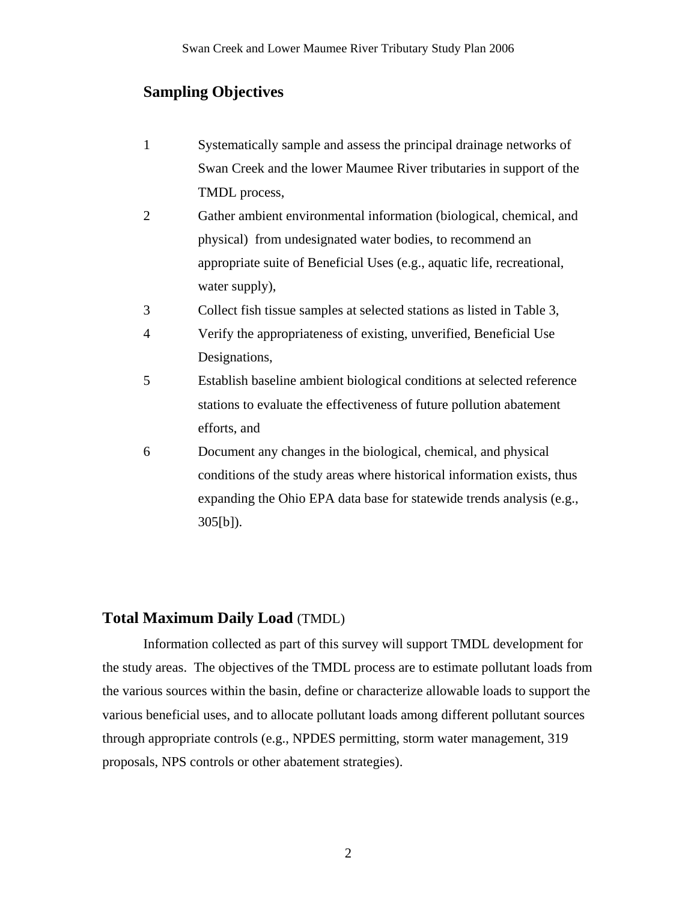## Sampling Objectives

1. Systematically sample and assess the principal drainage networks of Swan Creek and the lower Maumee River tributaries in support of the TMDL process,
2. Gather ambient environmental information (biological, chemical, and physical) from undesignated water bodies, to recommend an appropriate suite of Beneficial Uses (e.g., aquatic life, recreational, water supply),
3. Collect fish tissue samples at selected stations as listed in Table 3,
4. Verify the appropriateness of existing, unverified, Beneficial Use Designations,
5. Establish baseline ambient biological conditions at selected reference stations to evaluate the effectiveness of future pollution abatement efforts, and
6. Document any changes in the biological, chemical, and physical conditions of the study areas where historical information exists, thus expanding the Ohio EPA data base for statewide trends analysis (e.g., 305[b]).

## Total Maximum Daily Load (TMDL)

Information collected as part of this survey will support TMDL development for the study areas. The objectives of the TMDL process are to estimate pollutant loads from the various sources within the basin, define or characterize allowable loads to support the various beneficial uses, and to allocate pollutant loads among different pollutant sources through appropriate controls (e.g., NPDES permitting, storm water management, 319 proposals, NPS controls or other abatement strategies).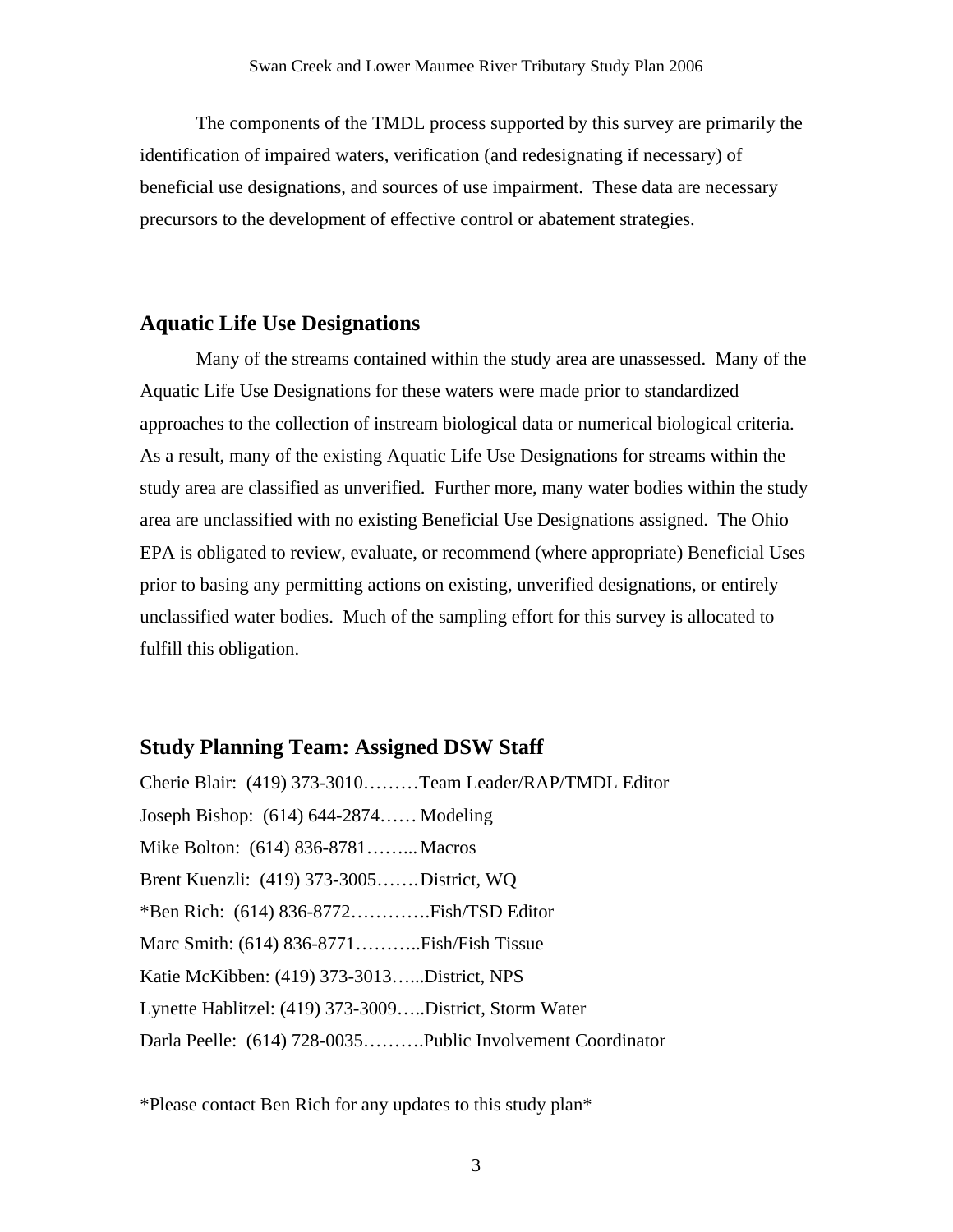The components of the TMDL process supported by this survey are primarily the identification of impaired waters, verification (and redesignating if necessary) of beneficial use designations, and sources of use impairment. These data are necessary precursors to the development of effective control or abatement strategies.

## Aquatic Life Use Designations

Many of the streams contained within the study area are unassessed. Many of the Aquatic Life Use Designations for these waters were made prior to standardized approaches to the collection of instream biological data or numerical biological criteria. As a result, many of the existing Aquatic Life Use Designations for streams within the study area are classified as unverified. Further more, many water bodies within the study area are unclassified with no existing Beneficial Use Designations assigned. The Ohio EPA is obligated to review, evaluate, or recommend (where appropriate) Beneficial Uses prior to basing any permitting actions on existing, unverified designations, or entirely unclassified water bodies. Much of the sampling effort for this survey is allocated to fulfill this obligation.

## Study Planning Team: Assigned DSW Staff

Cherie Blair: (419) 373-3010………Team Leader/RAP/TMDL Editor  
Joseph Bishop: (614) 644-2874…… Modeling  
Mike Bolton: (614) 836-8781……... Macros  
Brent Kuenzli: (419) 373-3005……District, WQ  
*Ben Rich: (614) 836-8772………….Fish/TSD Editor  
Marc Smith: (614) 836-8771………..Fish/Fish Tissue  
Katie McKibben: (419) 373-3013…...District, NPS  
Lynette Hablitzel: (419) 373-3009…..District, Storm Water  
Darla Peelle: (614) 728-0035……….Public Involvement Coordinator

*Please contact Ben Rich for any updates to this study plan*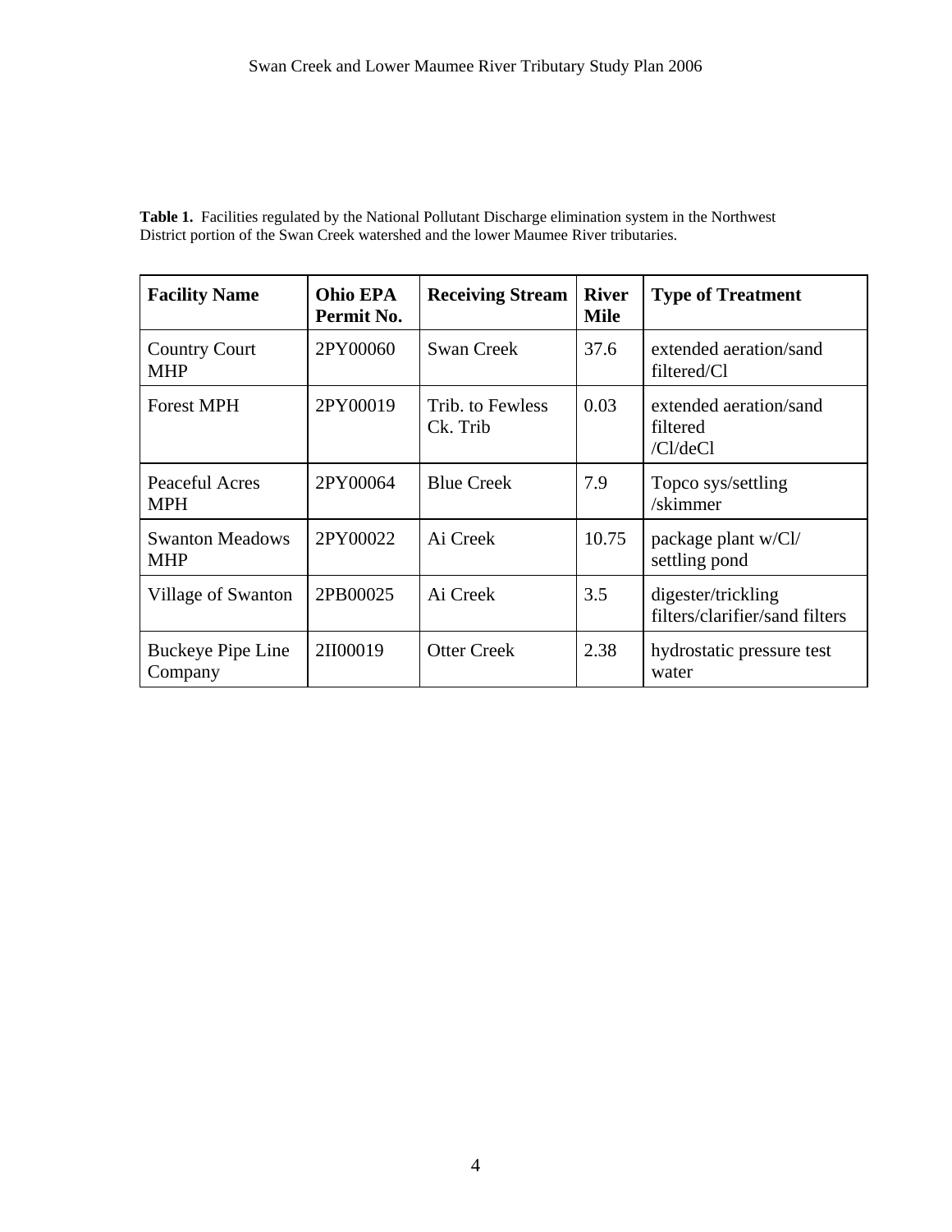**Table 1.** Facilities regulated by the National Pollutant Discharge elimination system in the Northwest District portion of the Swan Creek watershed and the lower Maumee River tributaries.

| Facility Name | Ohio EPA Permit No. | Receiving Stream | River Mile | Type of Treatment |
|---|---|---|---|---|
| Country Court MHP | 2PY00060 | Swan Creek | 37.6 | extended aeration/sand filtered/Cl |
| Forest MPH | 2PY00019 | Trib. to Fewless Ck. Trib | 0.03 | extended aeration/sand filtered /Cl/deCl |
| Peaceful Acres MPH | 2PY00064 | Blue Creek | 7.9 | Topco sys/settling /skimmer |
| Swanton Meadows MHP | 2PY00022 | Ai Creek | 10.75 | package plant w/Cl/ settling pond |
| Village of Swanton | 2PB00025 | Ai Creek | 3.5 | digester/trickling filters/clarifier/sand filters |
| Buckeye Pipe Line Company | 2II00019 | Otter Creek | 2.38 | hydrostatic pressure test water |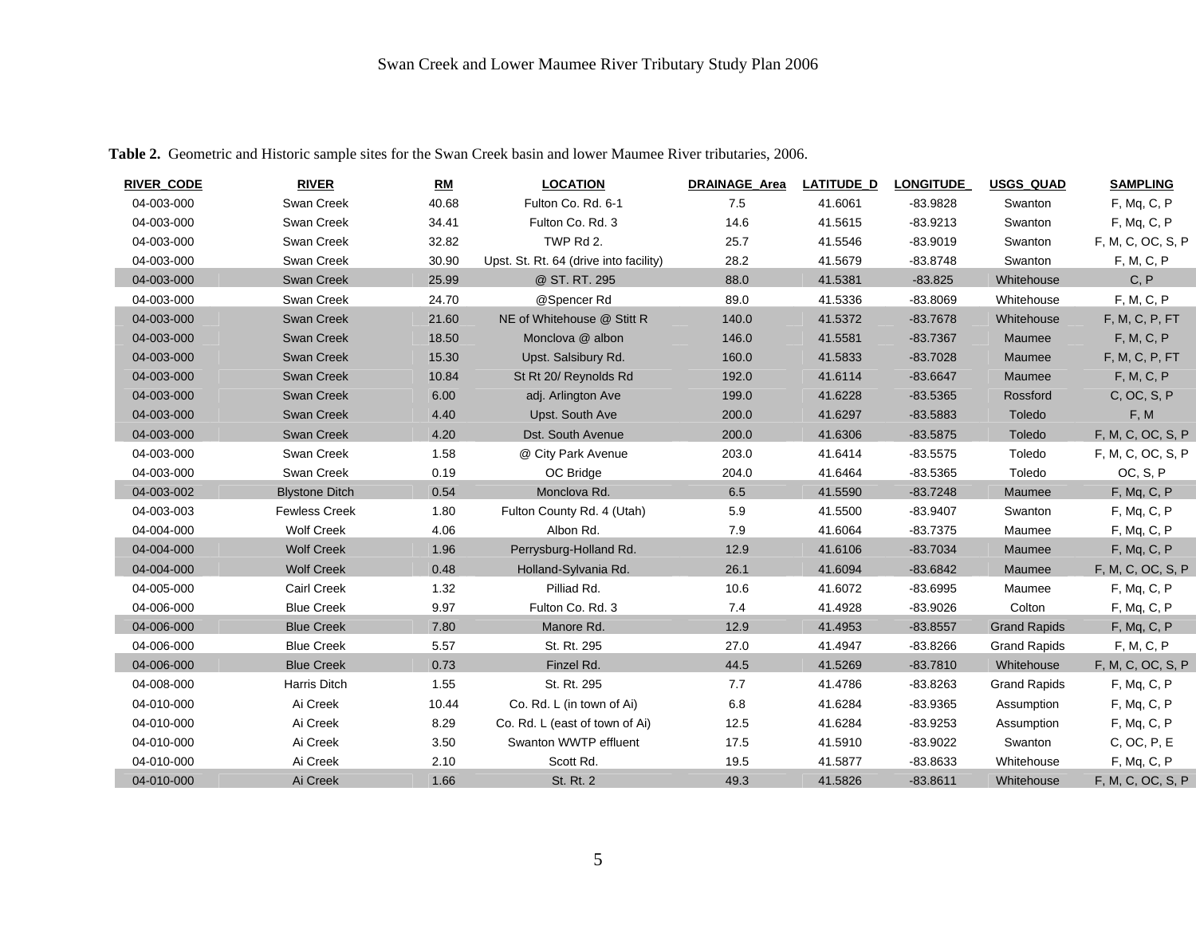**Table 2.** Geometric and Historic sample sites for the Swan Creek basin and lower Maumee River tributaries, 2006.

| RIVER_CODE | RIVER | RM | LOCATION | DRAINAGE_Area | LATITUDE_D | LONGITUDE_ | USGS_QUAD | SAMPLING |
|---|---|---|---|---|---|---|---|---|
| 04-003-000 | Swan Creek | 40.68 | Fulton Co. Rd. 6-1 | 7.5 | 41.6061 | -83.9828 | Swanton | F, Mq, C, P |
| 04-003-000 | Swan Creek | 34.41 | Fulton Co. Rd. 3 | 14.6 | 41.5615 | -83.9213 | Swanton | F, Mq, C, P |
| 04-003-000 | Swan Creek | 32.82 | TWP Rd 2. | 25.7 | 41.5546 | -83.9019 | Swanton | F, M, C, OC, S, P |
| 04-003-000 | Swan Creek | 30.90 | Upst. St. Rt. 64 (drive into facility) | 28.2 | 41.5679 | -83.8748 | Swanton | F, M, C, P |
| 04-003-000 | Swan Creek | 25.99 | @ ST. RT. 295 | 88.0 | 41.5381 | -83.825 | Whitehouse | C, P |
| 04-003-000 | Swan Creek | 24.70 | @Spencer Rd | 89.0 | 41.5336 | -83.8069 | Whitehouse | F, M, C, P |
| 04-003-000 | Swan Creek | 21.60 | NE of Whitehouse @ Stitt R | 140.0 | 41.5372 | -83.7678 | Whitehouse | F, M, C, P, FT |
| 04-003-000 | Swan Creek | 18.50 | Monclova @ albon | 146.0 | 41.5581 | -83.7367 | Maumee | F, M, C, P |
| 04-003-000 | Swan Creek | 15.30 | Upst. Salsibury Rd. | 160.0 | 41.5833 | -83.7028 | Maumee | F, M, C, P, FT |
| 04-003-000 | Swan Creek | 10.84 | St Rt 20/ Reynolds Rd | 192.0 | 41.6114 | -83.6647 | Maumee | F, M, C, P |
| 04-003-000 | Swan Creek | 6.00 | adj. Arlington Ave | 199.0 | 41.6228 | -83.5365 | Rossford | C, OC, S, P |
| 04-003-000 | Swan Creek | 4.40 | Upst. South Ave | 200.0 | 41.6297 | -83.5883 | Toledo | F, M |
| 04-003-000 | Swan Creek | 4.20 | Dst. South Avenue | 200.0 | 41.6306 | -83.5875 | Toledo | F, M, C, OC, S, P |
| 04-003-000 | Swan Creek | 1.58 | @ City Park Avenue | 203.0 | 41.6414 | -83.5575 | Toledo | F, M, C, OC, S, P |
| 04-003-000 | Swan Creek | 0.19 | OC Bridge | 204.0 | 41.6464 | -83.5365 | Toledo | OC, S, P |
| 04-003-002 | Blystone Ditch | 0.54 | Monclova Rd. | 6.5 | 41.5590 | -83.7248 | Maumee | F, Mq, C, P |
| 04-003-003 | Fewless Creek | 1.80 | Fulton County Rd. 4 (Utah) | 5.9 | 41.5500 | -83.9407 | Swanton | F, Mq, C, P |
| 04-004-000 | Wolf Creek | 4.06 | Albon Rd. | 7.9 | 41.6064 | -83.7375 | Maumee | F, Mq, C, P |
| 04-004-000 | Wolf Creek | 1.96 | Perrysburg-Holland Rd. | 12.9 | 41.6106 | -83.7034 | Maumee | F, Mq, C, P |
| 04-004-000 | Wolf Creek | 0.48 | Holland-Sylvania Rd. | 26.1 | 41.6094 | -83.6842 | Maumee | F, M, C, OC, S, P |
| 04-005-000 | Cairl Creek | 1.32 | Pilliad Rd. | 10.6 | 41.6072 | -83.6995 | Maumee | F, Mq, C, P |
| 04-006-000 | Blue Creek | 9.97 | Fulton Co. Rd. 3 | 7.4 | 41.4928 | -83.9026 | Colton | F, Mq, C, P |
| 04-006-000 | Blue Creek | 7.80 | Manore Rd. | 12.9 | 41.4953 | -83.8557 | Grand Rapids | F, Mq, C, P |
| 04-006-000 | Blue Creek | 5.57 | St. Rt. 295 | 27.0 | 41.4947 | -83.8266 | Grand Rapids | F, M, C, P |
| 04-006-000 | Blue Creek | 0.73 | Finzel Rd. | 44.5 | 41.5269 | -83.7810 | Whitehouse | F, M, C, OC, S, P |
| 04-008-000 | Harris Ditch | 1.55 | St. Rt. 295 | 7.7 | 41.4786 | -83.8263 | Grand Rapids | F, Mq, C, P |
| 04-010-000 | Ai Creek | 10.44 | Co. Rd. L (in town of Ai) | 6.8 | 41.6284 | -83.9365 | Assumption | F, Mq, C, P |
| 04-010-000 | Ai Creek | 8.29 | Co. Rd. L (east of town of Ai) | 12.5 | 41.6284 | -83.9253 | Assumption | F, Mq, C, P |
| 04-010-000 | Ai Creek | 3.50 | Swanton WWTP effluent | 17.5 | 41.5910 | -83.9022 | Swanton | C, OC, P, E |
| 04-010-000 | Ai Creek | 2.10 | Scott Rd. | 19.5 | 41.5877 | -83.8633 | Whitehouse | F, Mq, C, P |
| 04-010-000 | Ai Creek | 1.66 | St. Rt. 2 | 49.3 | 41.5826 | -83.8611 | Whitehouse | F, M, C, OC, S, P |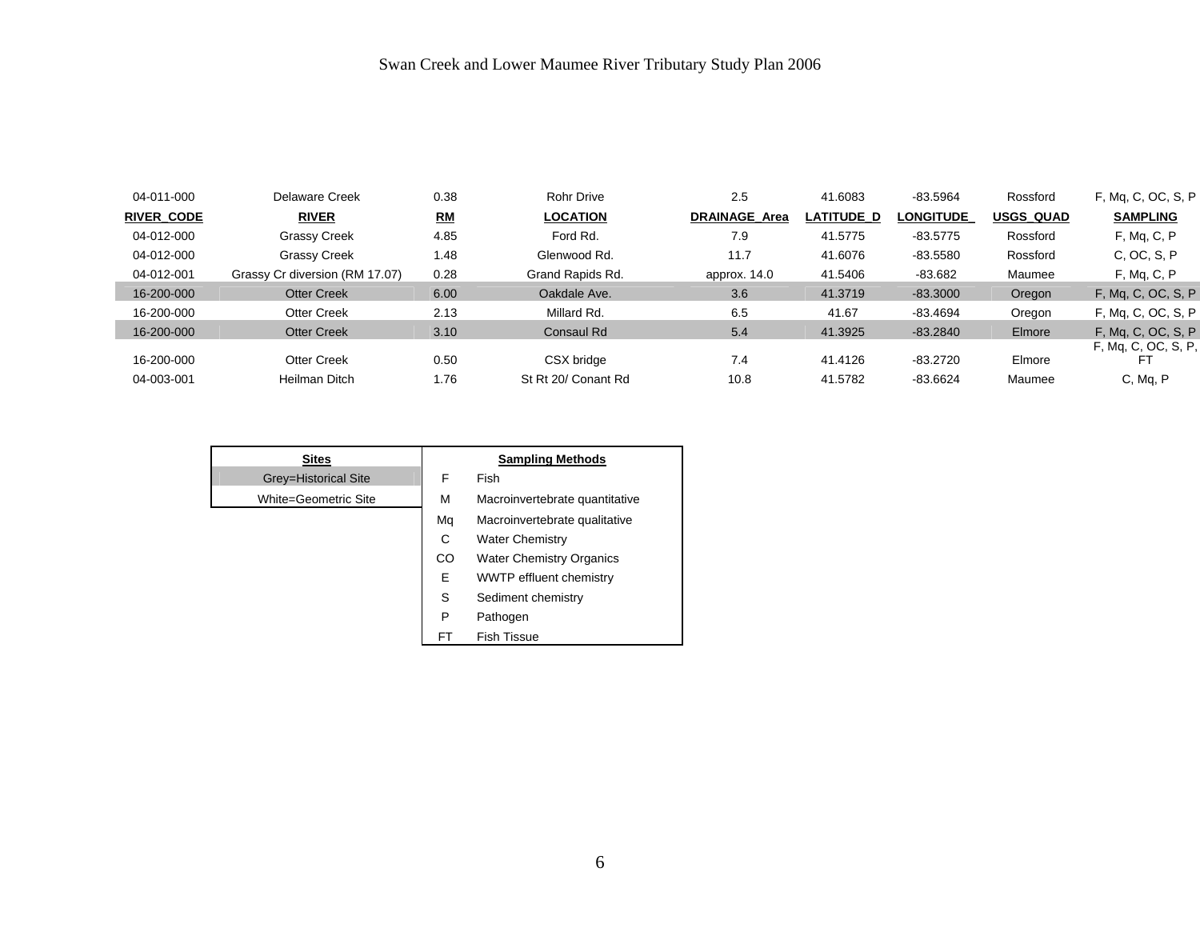| 04-011-000 | Delaware Creek | 0.38 | Rohr Drive | 2.5 | 41.6083 | -83.5964 | Rossford | F, Mq, C, OC, S, P |
|---|---|---|---|---|---|---|---|---|
| **RIVER_CODE** | **RIVER** | **RM** | **LOCATION** | **DRAINAGE_Area** | **LATITUDE_D** | **LONGITUDE_** | **USGS_QUAD** | **SAMPLING** |
| 04-012-000 | Grassy Creek | 4.85 | Ford Rd. | 7.9 | 41.5775 | -83.5775 | Rossford | F, Mq, C, P |
| 04-012-000 | Grassy Creek | 1.48 | Glenwood Rd. | 11.7 | 41.6076 | -83.5580 | Rossford | C, OC, S, P |
| 04-012-001 | Grassy Cr diversion (RM 17.07) | 0.28 | Grand Rapids Rd. | approx. 14.0 | 41.5406 | -83.682 | Maumee | F, Mq, C, P |
| 16-200-000 | Otter Creek | 6.00 | Oakdale Ave. | 3.6 | 41.3719 | -83.3000 | Oregon | F, Mq, C, OC, S, P |
| 16-200-000 | Otter Creek | 2.13 | Millard Rd. | 6.5 | 41.67 | -83.4694 | Oregon | F, Mq, C, OC, S, P |
| 16-200-000 | Otter Creek | 3.10 | Consaul Rd | 5.4 | 41.3925 | -83.2840 | Elmore | F, Mq, C, OC, S, P |
| 16-200-000 | Otter Creek | 0.50 | CSX bridge | 7.4 | 41.4126 | -83.2720 | Elmore | F, Mq, C, OC, S, P, FT |
| 04-003-001 | Heilman Ditch | 1.76 | St Rt 20/ Conant Rd | 10.8 | 41.5782 | -83.6624 | Maumee | C, Mq, P |

| **Sites** |
|---|
| Grey=Historical Site |
| White=Geometric Site |

| **Sampling Methods** | |
|---|---|
| F | Fish |
| M | Macroinvertebrate quantitative |
| Mq | Macroinvertebrate qualitative |
| C | Water Chemistry |
| CO | Water Chemistry Organics |
| E | WWTP effluent chemistry |
| S | Sediment chemistry |
| P | Pathogen |
| FT | Fish Tissue |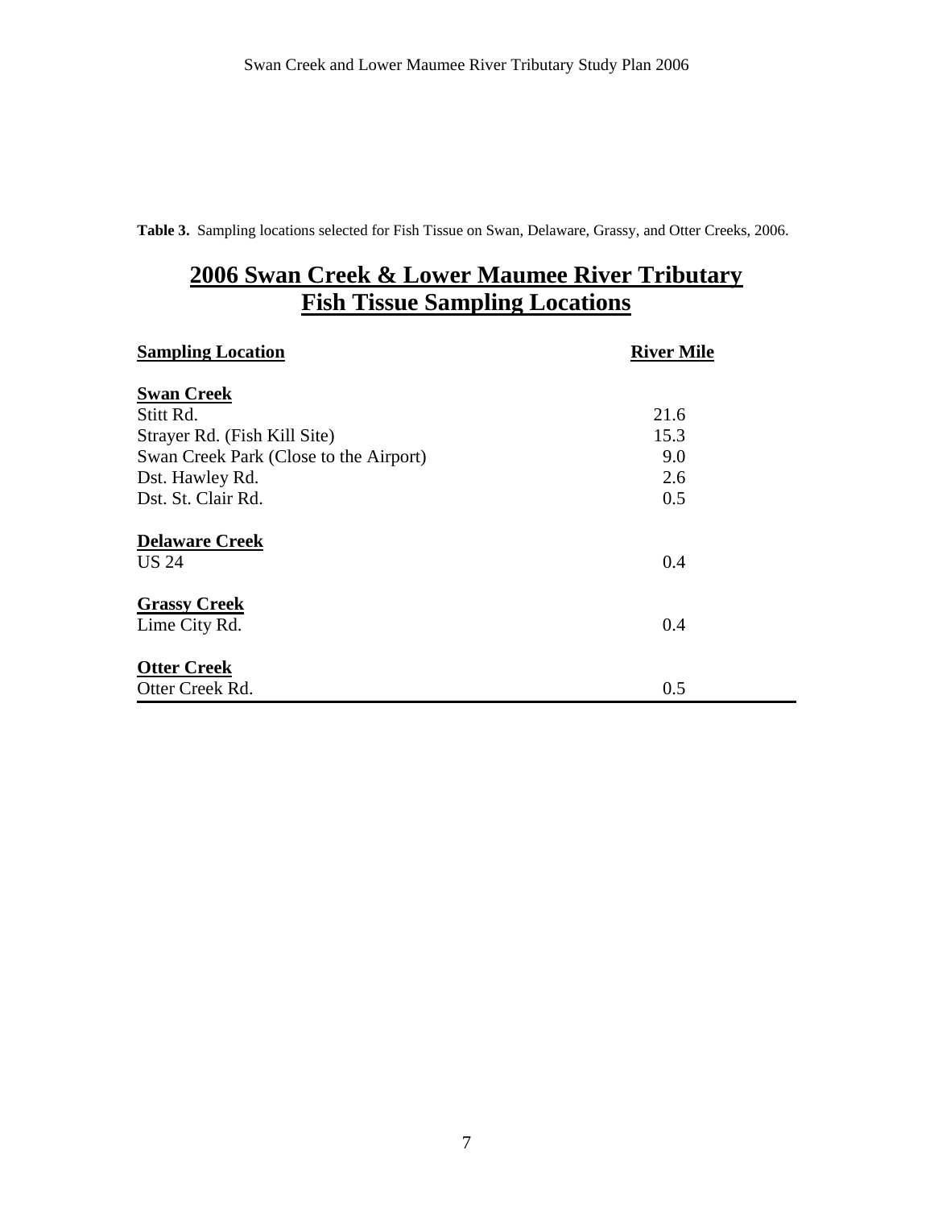**Table 3.** Sampling locations selected for Fish Tissue on Swan, Delaware, Grassy, and Otter Creeks, 2006.

## 2006 Swan Creek & Lower Maumee River Tributary Fish Tissue Sampling Locations

| Sampling Location | River Mile |
|---|---|
| **Swan Creek** | |
| Stitt Rd. | 21.6 |
| Strayer Rd. (Fish Kill Site) | 15.3 |
| Swan Creek Park (Close to the Airport) | 9.0 |
| Dst. Hawley Rd. | 2.6 |
| Dst. St. Clair Rd. | 0.5 |
| **Delaware Creek** | |
| US 24 | 0.4 |
| **Grassy Creek** | |
| Lime City Rd. | 0.4 |
| **Otter Creek** | |
| Otter Creek Rd. | 0.5 |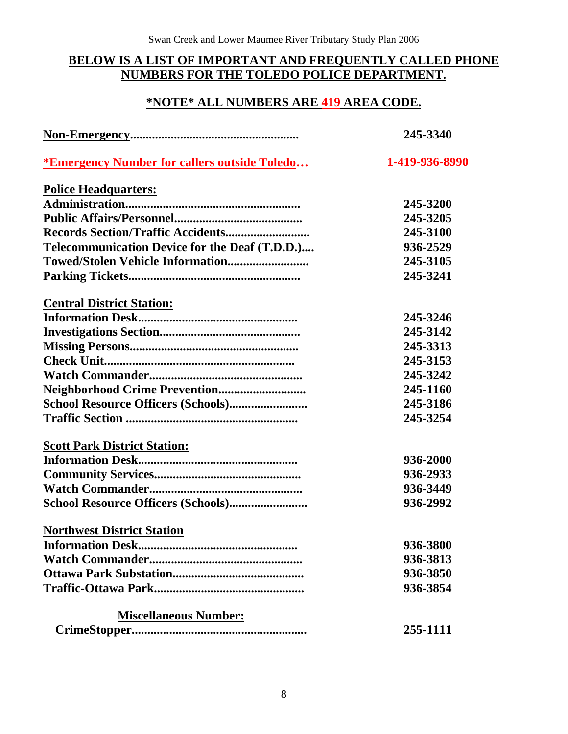## BELOW IS A LIST OF IMPORTANT AND FREQUENTLY CALLED PHONE NUMBERS FOR THE TOLEDO POLICE DEPARTMENT.

### *NOTE* ALL NUMBERS ARE 419 AREA CODE.

**Non-Emergency....................................................** **245-3340**

**\*Emergency Number for callers outside Toledo…** **1-419-936-8990**

**Police Headquarters:**

| | |
|---|---|
| **Administration.....................................................** | **245-3200** |
| **Public Affairs/Personnel........................................** | **245-3205** |
| **Records Section/Traffic Accidents.........................** | **245-3100** |
| **Telecommunication Device for the Deaf (T.D.D.)....** | **936-2529** |
| **Towed/Stolen Vehicle Information.........................** | **245-3105** |
| **Parking Tickets.....................................................** | **245-3241** |

**Central District Station:**

| | |
|---|---|
| **Information Desk.................................................** | **245-3246** |
| **Investigations Section...........................................** | **245-3142** |
| **Missing Persons....................................................** | **245-3313** |
| **Check Unit...........................................................** | **245-3153** |
| **Watch Commander................................................** | **245-3242** |
| **Neighborhood Crime Prevention...........................** | **245-1160** |
| **School Resource Officers (Schools)........................** | **245-3186** |
| **Traffic Section .....................................................** | **245-3254** |

**Scott Park District Station:**

| | |
|---|---|
| **Information Desk.................................................** | **936-2000** |
| **Community Services.............................................** | **936-2933** |
| **Watch Commander................................................** | **936-3449** |
| **School Resource Officers (Schools)........................** | **936-2992** |

**Northwest District Station**

| | |
|---|---|
| **Information Desk.................................................** | **936-3800** |
| **Watch Commander................................................** | **936-3813** |
| **Ottawa Park Substation.........................................** | **936-3850** |
| **Traffic-Ottawa Park..............................................** | **936-3854** |

**Miscellaneous Number:**

| | |
|---|---|
| **CrimeStopper.....................................................** | **255-1111** |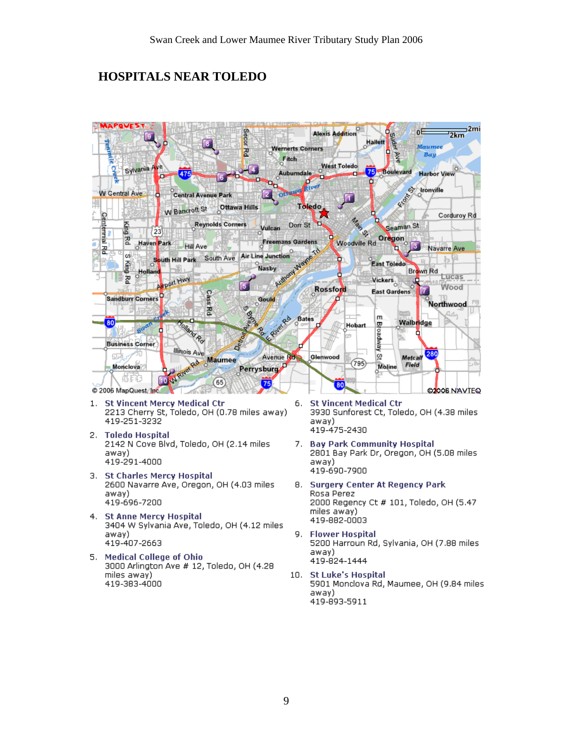## HOSPITALS NEAR TOLEDO

1. **St Vincent Mercy Medical Ctr**
   2213 Cherry St, Toledo, OH (0.78 miles away)
   419-251-3232

2. **Toledo Hospital**
   2142 N Cove Blvd, Toledo, OH (2.14 miles away)
   419-291-4000

3. **St Charles Mercy Hospital**
   2600 Navarre Ave, Oregon, OH (4.03 miles away)
   419-696-7200

4. **St Anne Mercy Hospital**
   3404 W Sylvania Ave, Toledo, OH (4.12 miles away)
   419-407-2663

5. **Medical College of Ohio**
   3000 Arlington Ave # 12, Toledo, OH (4.28 miles away)
   419-383-4000

6. **St Vincent Medical Ctr**
   3930 Sunforest Ct, Toledo, OH (4.38 miles away)
   419-475-2430

7. **Bay Park Community Hospital**
   2801 Bay Park Dr, Oregon, OH (5.08 miles away)
   419-690-7900

8. **Surgery Center At Regency Park**
   Rosa Perez
   2000 Regency Ct # 101, Toledo, OH (5.47 miles away)
   419-882-0003

9. **Flower Hospital**
   5200 Harroun Rd, Sylvania, OH (7.88 miles away)
   419-824-1444

10. **St Luke's Hospital**
    5901 Monclova Rd, Maumee, OH (9.84 miles away)
    419-893-5911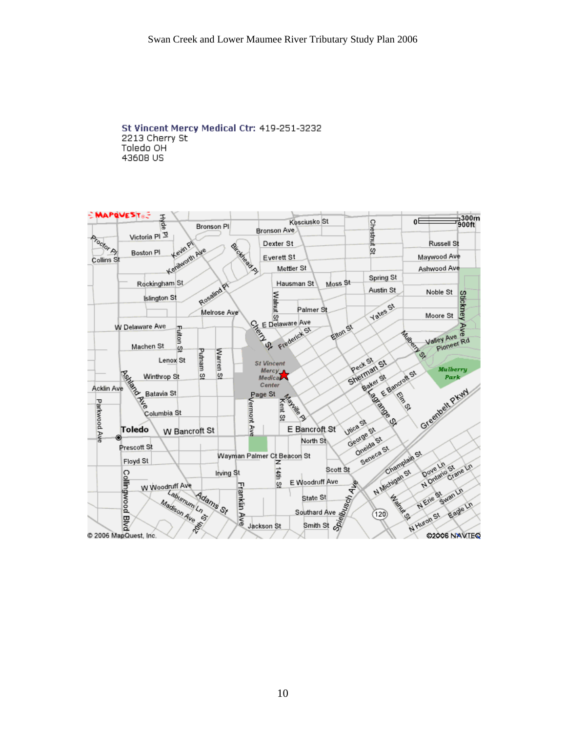**St Vincent Mercy Medical Ctr:** 419-251-3232
2213 Cherry St
Toledo OH
43608 US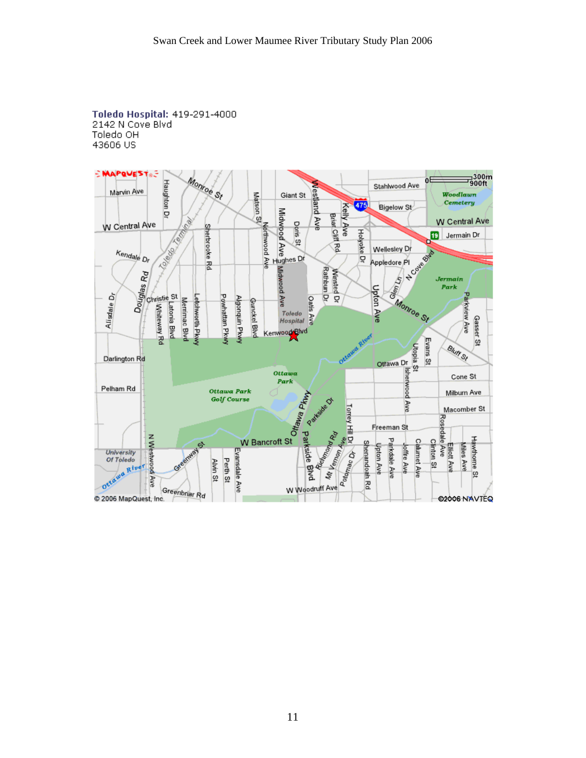**Toledo Hospital:** 419-291-4000
2142 N Cove Blvd
Toledo OH
43606 US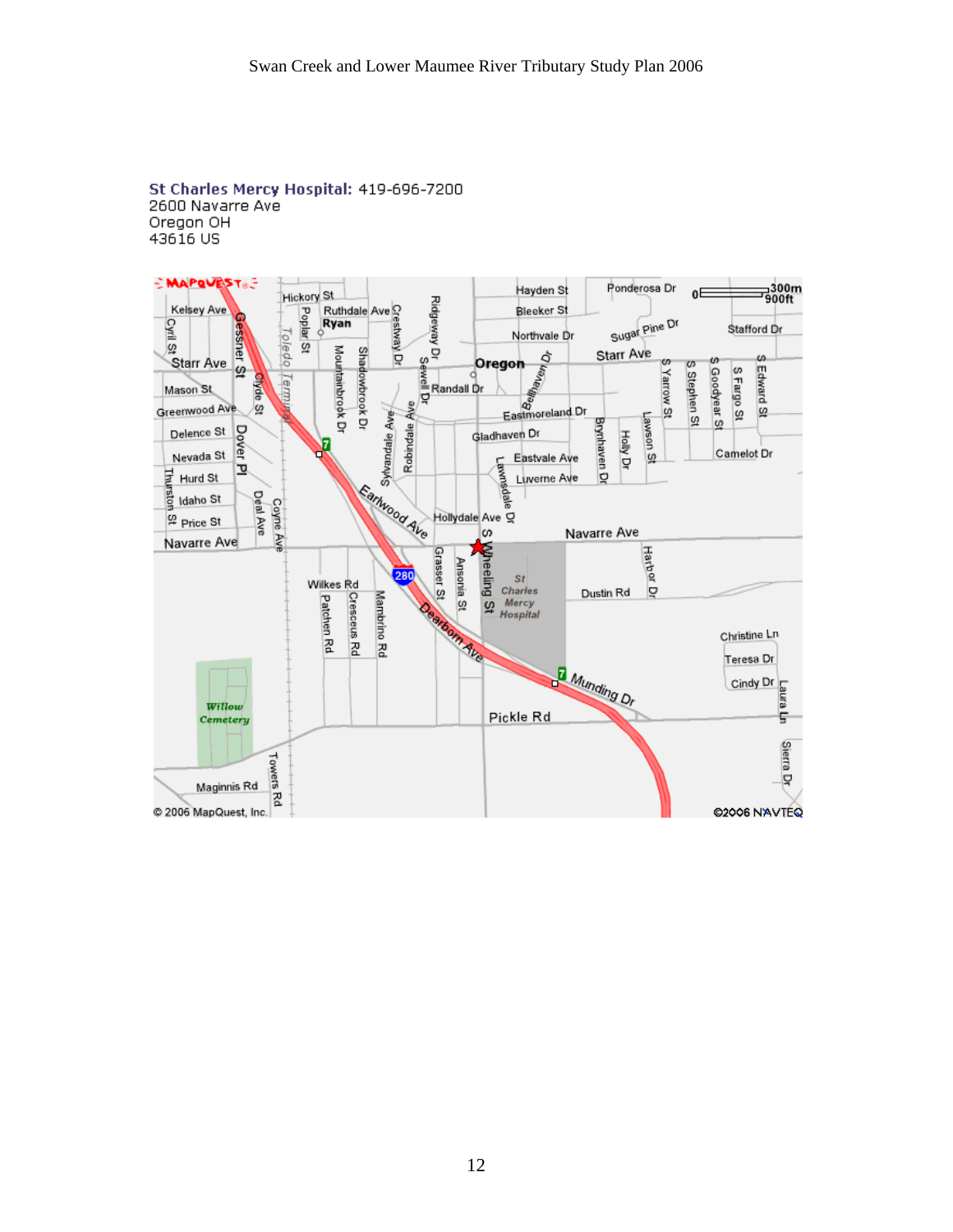**St Charles Mercy Hospital:** 419-696-7200
2600 Navarre Ave
Oregon OH
43616 US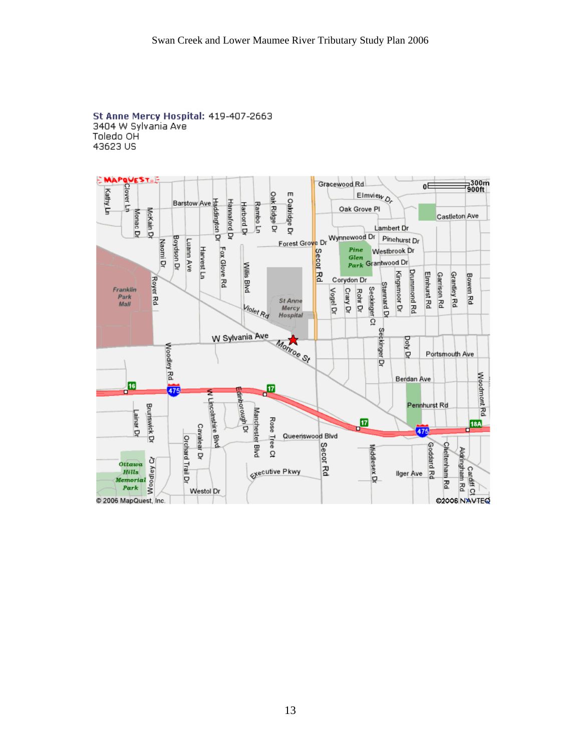**St Anne Mercy Hospital:** 419-407-2663
3404 W Sylvania Ave
Toledo OH
43623 US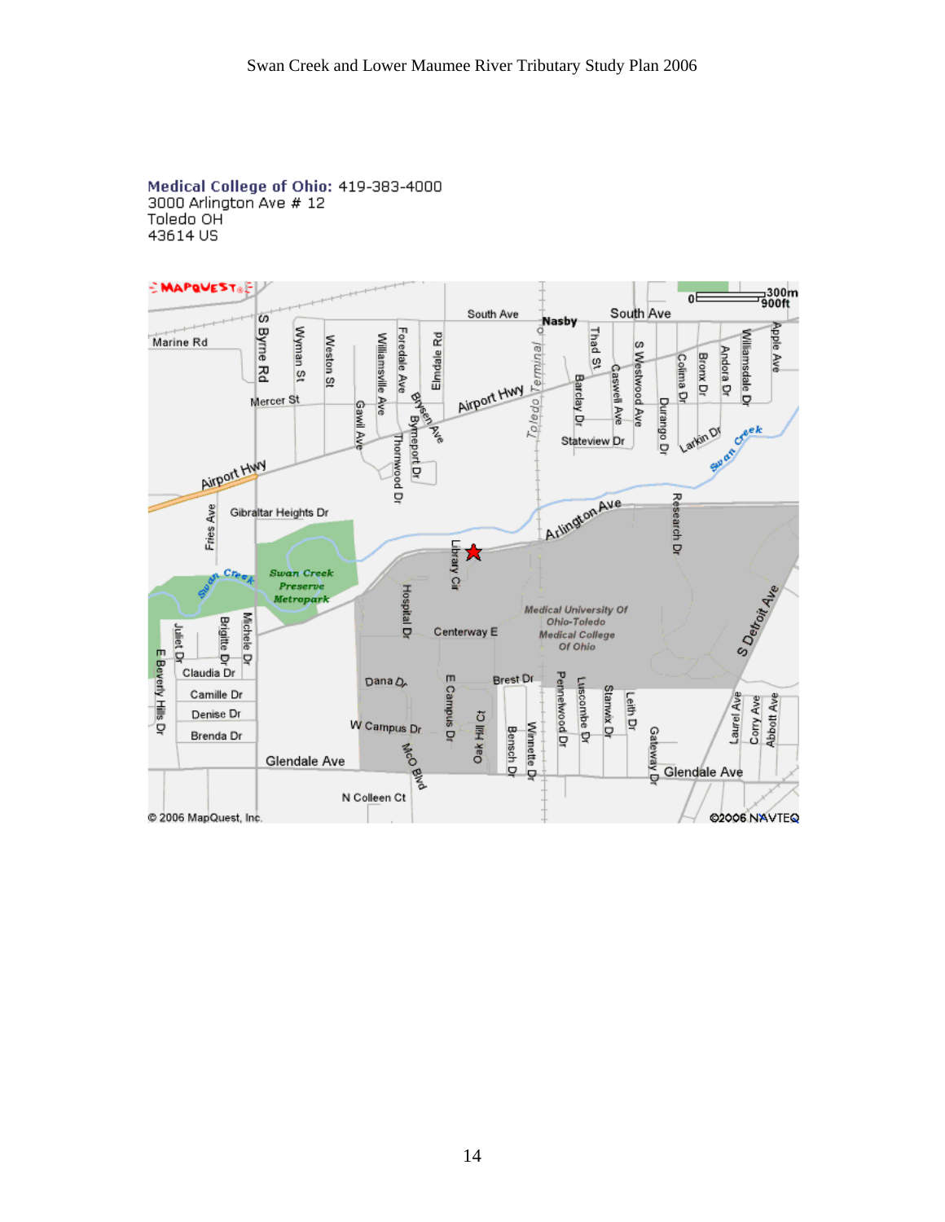**Medical College of Ohio:** 419-383-4000
3000 Arlington Ave # 12
Toledo OH
43614 US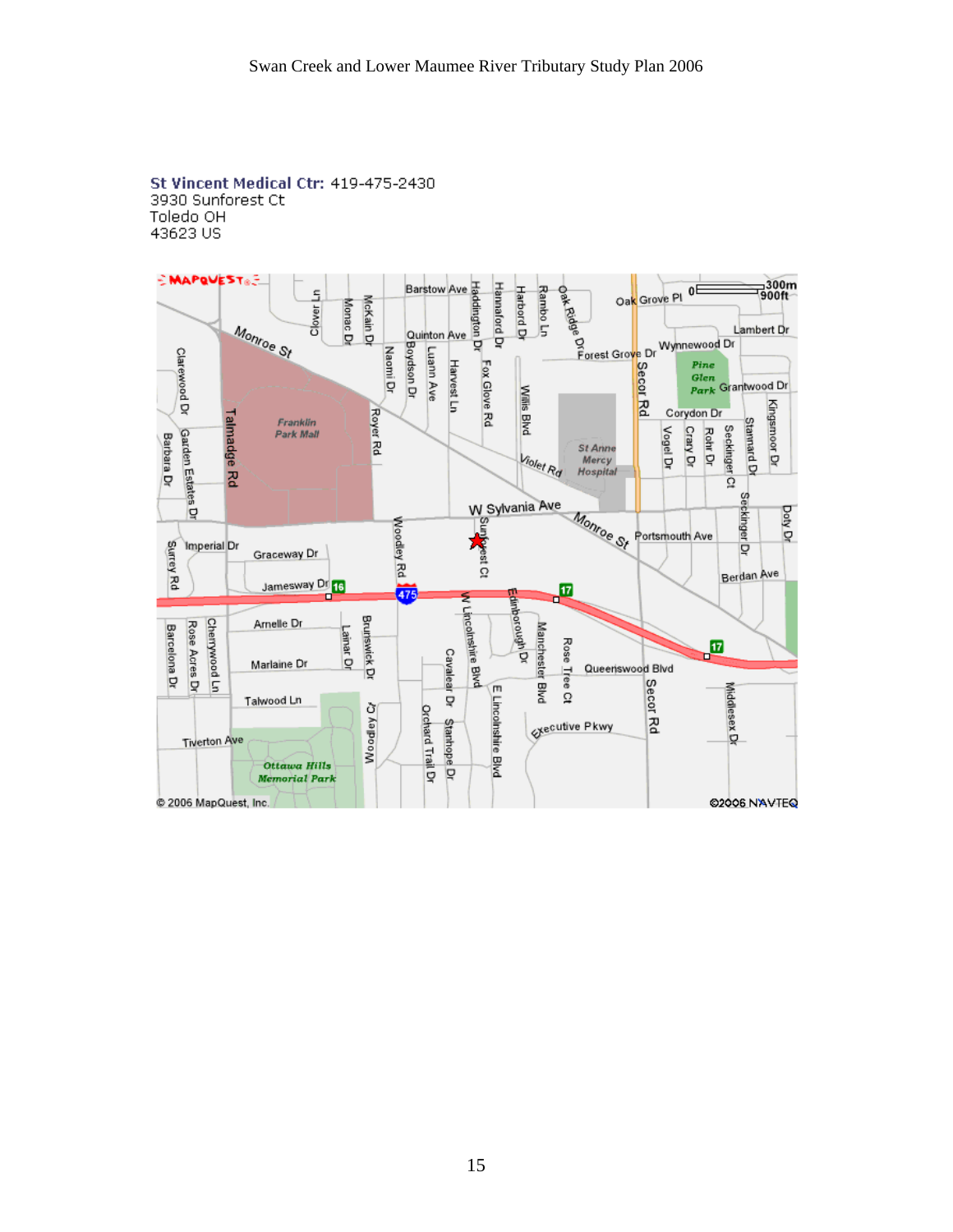**St Vincent Medical Ctr:** 419-475-2430
3930 Sunforest Ct
Toledo OH
43623 US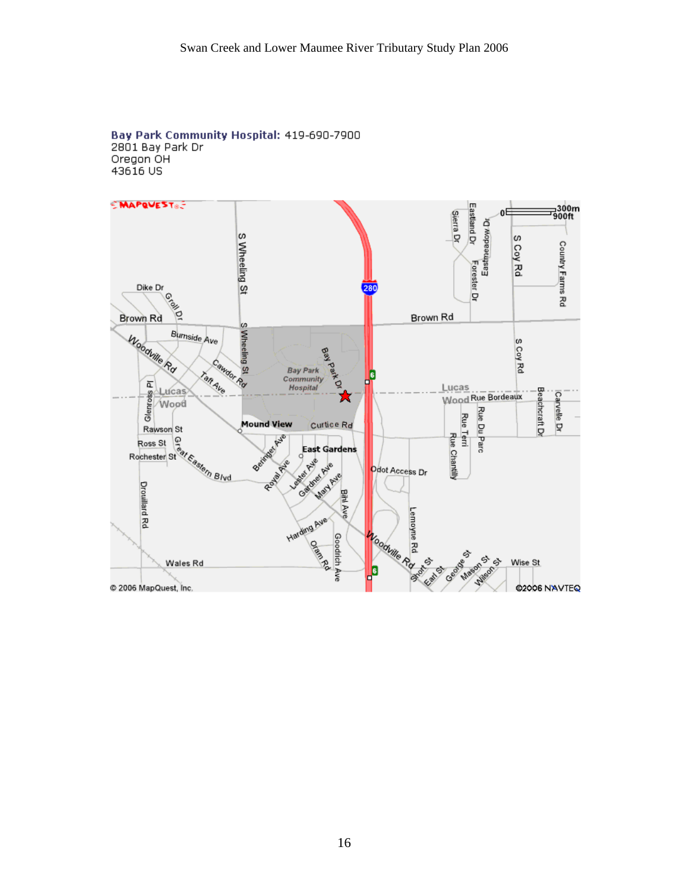**Bay Park Community Hospital:** 419-690-7900
2801 Bay Park Dr
Oregon OH
43616 US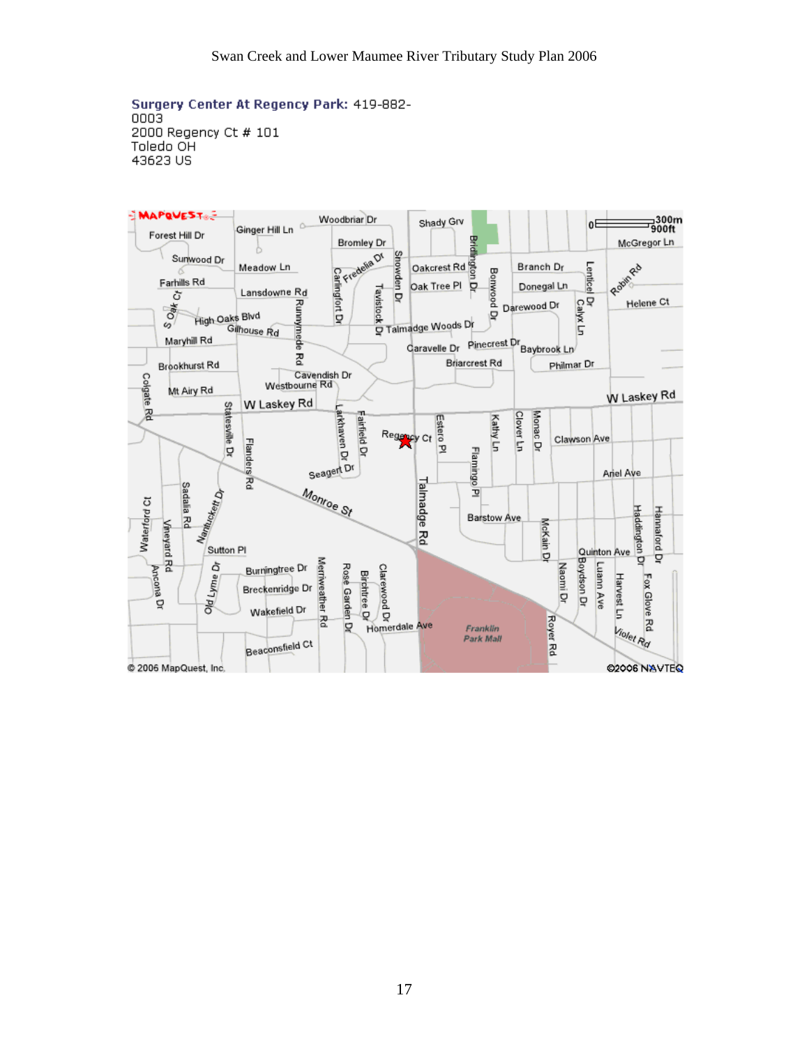**Surgery Center At Regency Park:** 419-882-0003
2000 Regency Ct # 101
Toledo OH
43623 US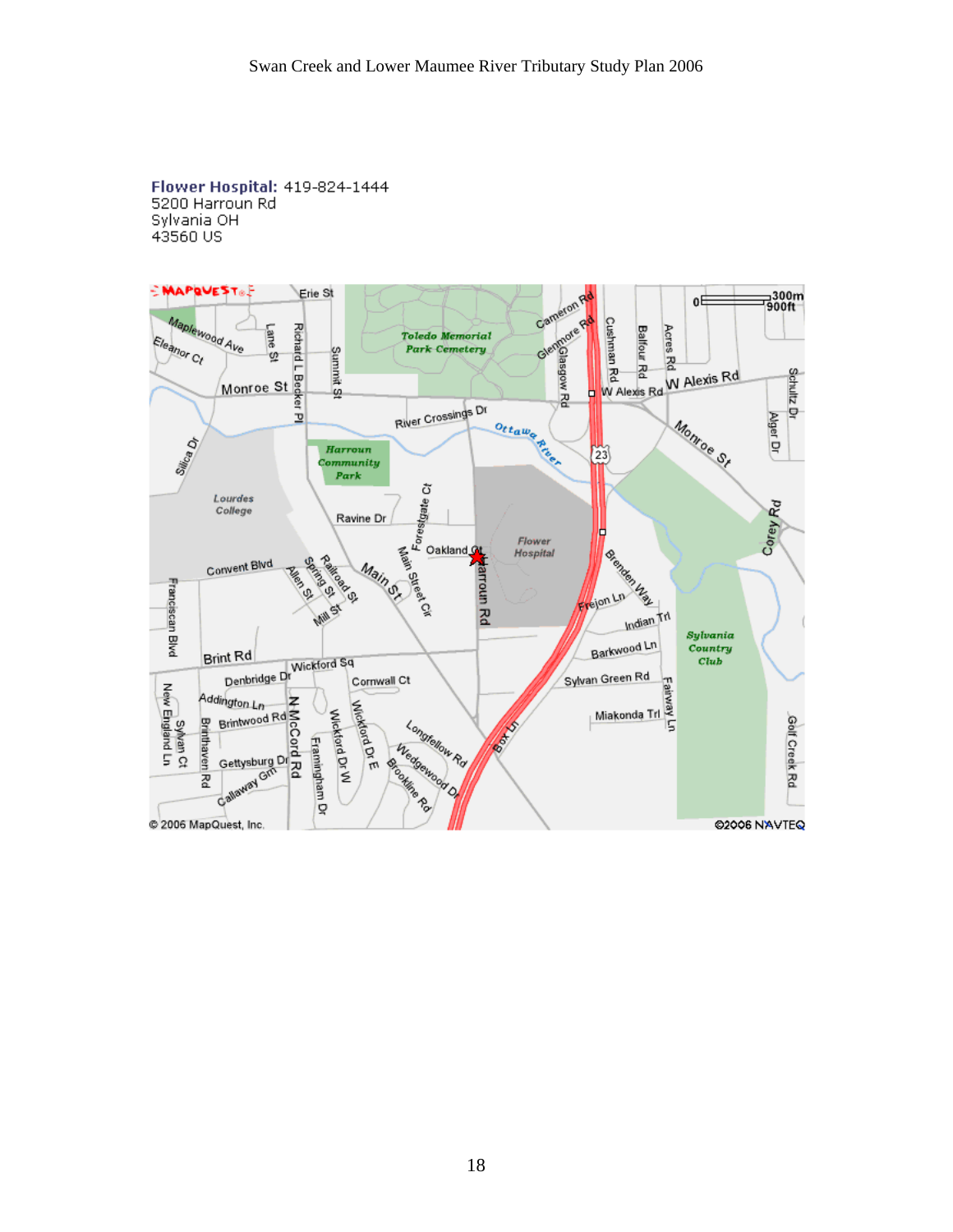**Flower Hospital:** 419-824-1444
5200 Harroun Rd
Sylvania OH
43560 US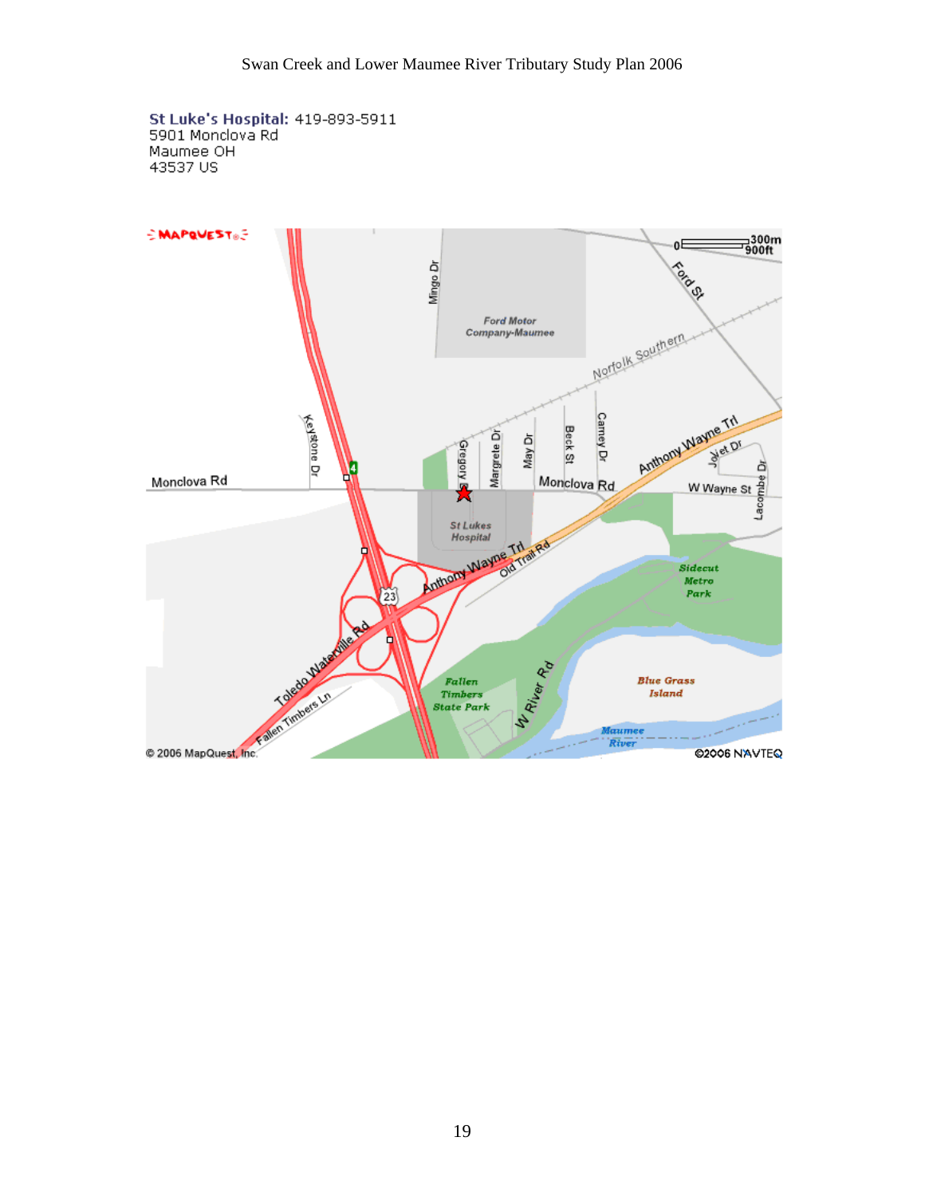St Luke's Hospital: 419-893-5911
5901 Monclova Rd
Maumee OH
43537 US

MAPQUEST

0
300m
900ft

Mingo Dr
Ford Motor Company-Maumee
Ford St
Norfolk Southern
Keystone Dr
Gregory Dr
Margrete Dr
May Dr
Beck St
Carney Dr
Anthony Wayne Trl
Joliet Dr
Lacombe Dr
Monclova Rd
Monclova Rd
W Wayne St
St Lukes Hospital
Anthony Wayne Trl
Old Trail Rd
23
Sidecut Metro Park
Toledo Waterville Rd
Fallen Timbers Ln
Fallen Timbers State Park
W River Rd
Blue Grass Island
Maumee River

© 2006 MapQuest, Inc.
©2006 NAVTEQ